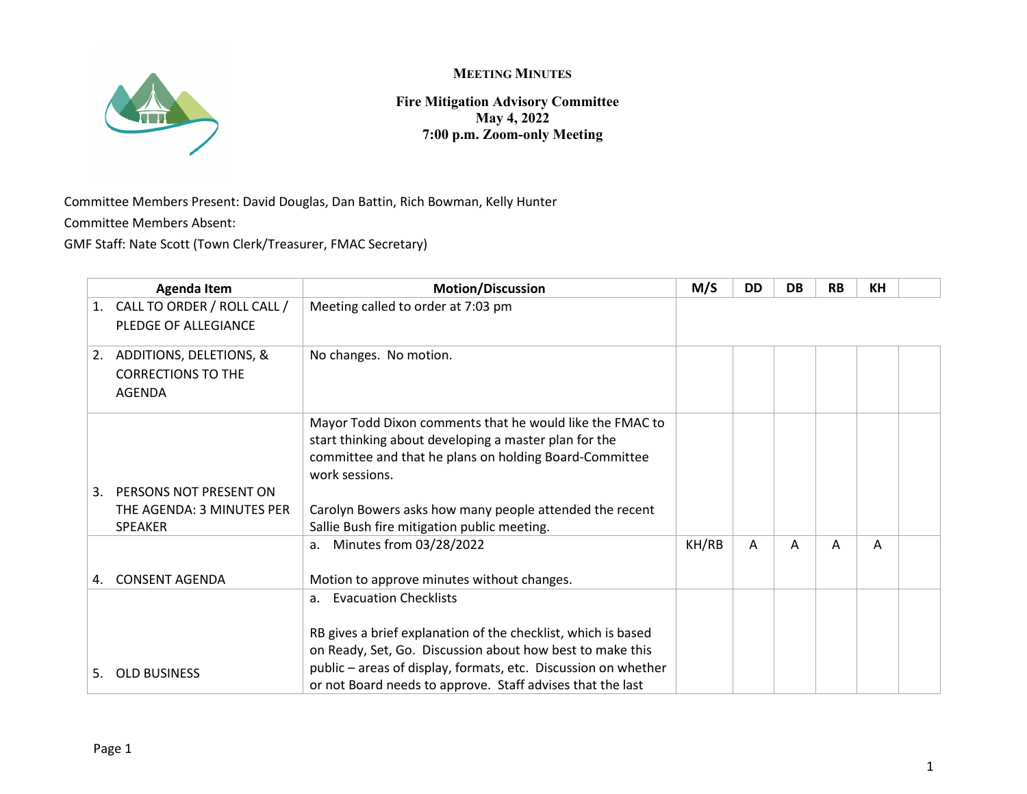# MEETING MINUTES

**Fire Mitigation Advisory Committee**
**May 4, 2022**
**7:00 p.m. Zoom-only Meeting**

Committee Members Present: David Douglas, Dan Battin, Rich Bowman, Kelly Hunter

Committee Members Absent:

GMF Staff: Nate Scott (Town Clerk/Treasurer, FMAC Secretary)

| Agenda Item | Motion/Discussion | M/S | DD | DB | RB | KH | |
|---|---|---|---|---|---|---|---|
| 1. CALL TO ORDER / ROLL CALL / PLEDGE OF ALLEGIANCE | Meeting called to order at 7:03 pm | | | | | | |
| 2. ADDITIONS, DELETIONS, & CORRECTIONS TO THE AGENDA | No changes. No motion. | | | | | | |
| 3. PERSONS NOT PRESENT ON THE AGENDA: 3 MINUTES PER SPEAKER | Mayor Todd Dixon comments that he would like the FMAC to start thinking about developing a master plan for the committee and that he plans on holding Board-Committee work sessions.<br><br>Carolyn Bowers asks how many people attended the recent Sallie Bush fire mitigation public meeting. | | | | | | |
| 4. CONSENT AGENDA | a. Minutes from 03/28/2022<br><br>Motion to approve minutes without changes. | KH/RB | A | A | A | A | |
| 5. OLD BUSINESS | a. Evacuation Checklists<br><br>RB gives a brief explanation of the checklist, which is based on Ready, Set, Go. Discussion about how best to make this public – areas of display, formats, etc. Discussion on whether or not Board needs to approve. Staff advises that the last | | | | | | |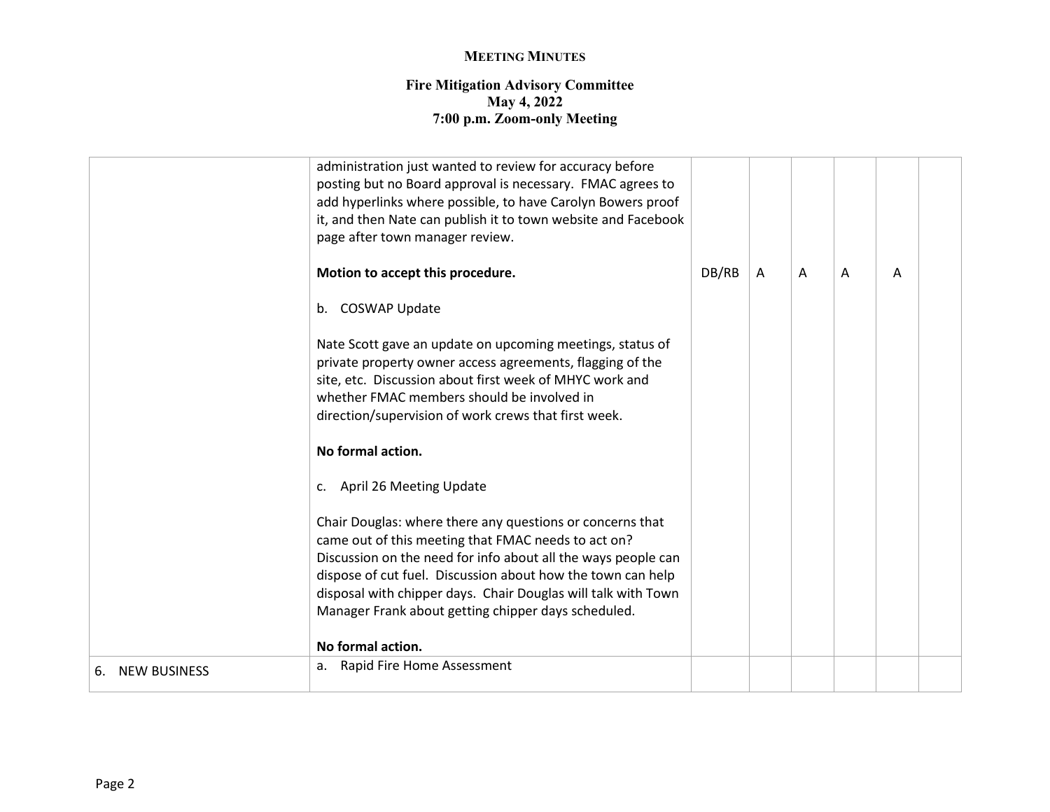**MEETING MINUTES**

**Fire Mitigation Advisory Committee**
**May 4, 2022**
**7:00 p.m. Zoom-only Meeting**

| | | | | | | | |
|---|---|---|---|---|---|---|---|
| | administration just wanted to review for accuracy before posting but no Board approval is necessary. FMAC agrees to add hyperlinks where possible, to have Carolyn Bowers proof it, and then Nate can publish it to town website and Facebook page after town manager review.<br><br>**Motion to accept this procedure.**<br><br>b. COSWAP Update<br><br>Nate Scott gave an update on upcoming meetings, status of private property owner access agreements, flagging of the site, etc. Discussion about first week of MHYC work and whether FMAC members should be involved in direction/supervision of work crews that first week.<br><br>**No formal action.**<br><br>c. April 26 Meeting Update<br><br>Chair Douglas: where there any questions or concerns that came out of this meeting that FMAC needs to act on? Discussion on the need for info about all the ways people can dispose of cut fuel. Discussion about how the town can help disposal with chipper days. Chair Douglas will talk with Town Manager Frank about getting chipper days scheduled.<br><br>**No formal action.** | DB/RB | A | A | A | A | |
| 6. NEW BUSINESS | a. Rapid Fire Home Assessment | | | | | | |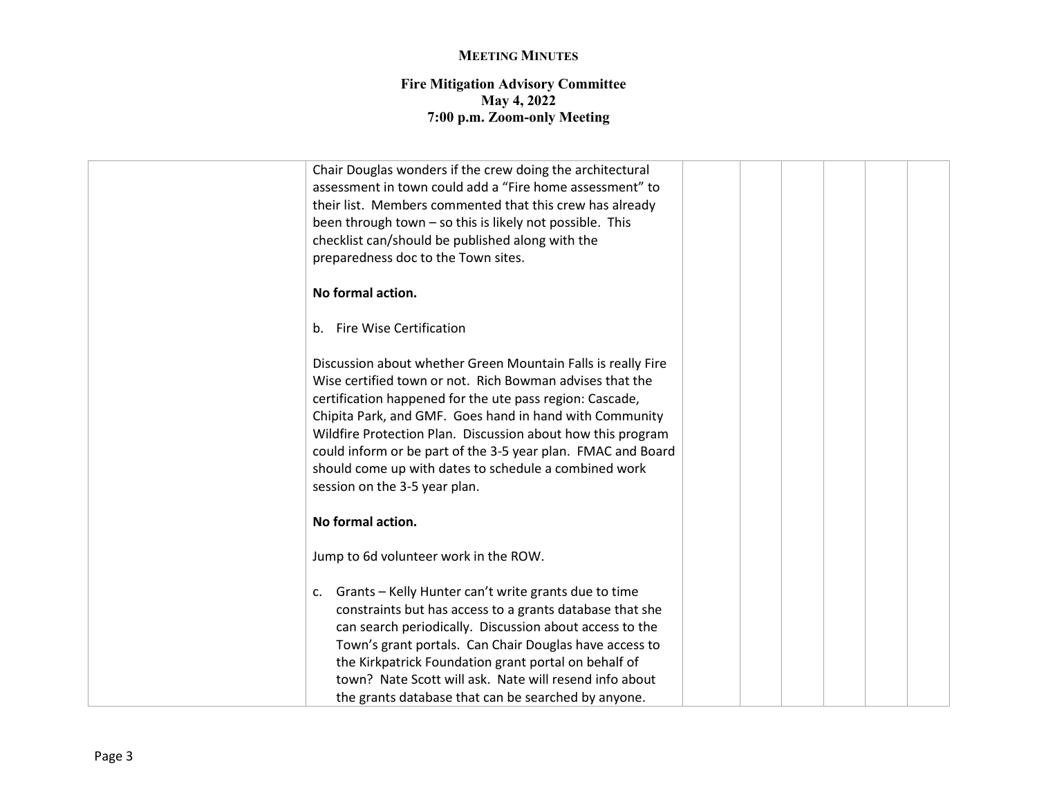**MEETING MINUTES**

**Fire Mitigation Advisory Committee**
**May 4, 2022**
**7:00 p.m. Zoom-only Meeting**

| | | | | | | | |
|---|---|---|---|---|---|---|---|
| | Chair Douglas wonders if the crew doing the architectural assessment in town could add a "Fire home assessment" to their list. Members commented that this crew has already been through town – so this is likely not possible. This checklist can/should be published along with the preparedness doc to the Town sites.<br><br>**No formal action.**<br><br>b. Fire Wise Certification<br><br>Discussion about whether Green Mountain Falls is really Fire Wise certified town or not. Rich Bowman advises that the certification happened for the ute pass region: Cascade, Chipita Park, and GMF. Goes hand in hand with Community Wildfire Protection Plan. Discussion about how this program could inform or be part of the 3-5 year plan. FMAC and Board should come up with dates to schedule a combined work session on the 3-5 year plan.<br><br>**No formal action.**<br><br>Jump to 6d volunteer work in the ROW.<br><br>c. Grants – Kelly Hunter can't write grants due to time constraints but has access to a grants database that she can search periodically. Discussion about access to the Town's grant portals. Can Chair Douglas have access to the Kirkpatrick Foundation grant portal on behalf of town? Nate Scott will ask. Nate will resend info about the grants database that can be searched by anyone. | | | | | | |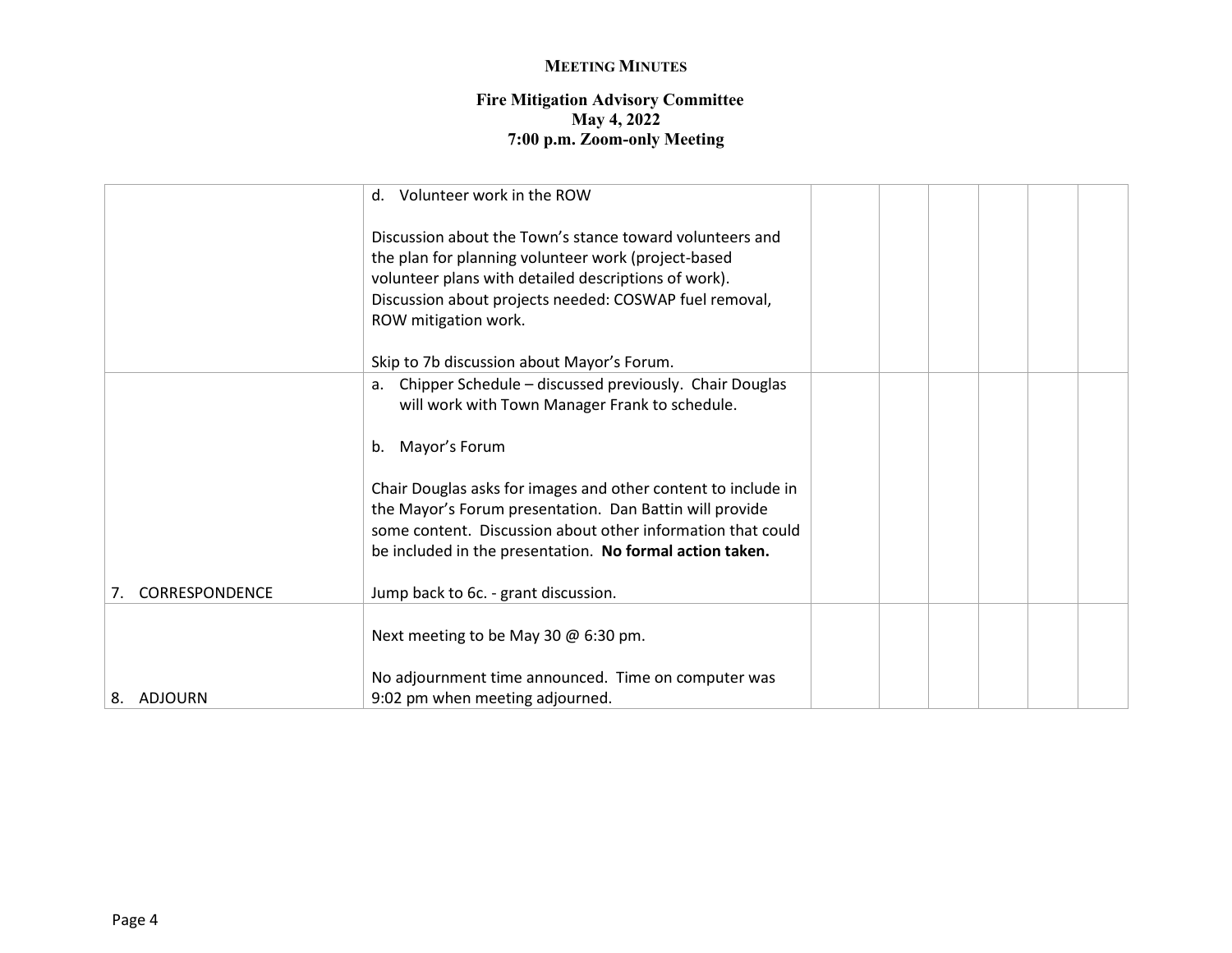**MEETING MINUTES**

**Fire Mitigation Advisory Committee**
**May 4, 2022**
**7:00 p.m. Zoom-only Meeting**

| | | | | | | | |
|---|---|---|---|---|---|---|---|
| | d. Volunteer work in the ROW<br><br>Discussion about the Town's stance toward volunteers and the plan for planning volunteer work (project-based volunteer plans with detailed descriptions of work). Discussion about projects needed: COSWAP fuel removal, ROW mitigation work.<br><br>Skip to 7b discussion about Mayor's Forum. | | | | | | |
| 7. CORRESPONDENCE | a. Chipper Schedule – discussed previously. Chair Douglas will work with Town Manager Frank to schedule.<br><br>b. Mayor's Forum<br><br>Chair Douglas asks for images and other content to include in the Mayor's Forum presentation. Dan Battin will provide some content. Discussion about other information that could be included in the presentation. **No formal action taken.**<br><br>Jump back to 6c. - grant discussion. | | | | | | |
| 8. ADJOURN | Next meeting to be May 30 @ 6:30 pm.<br><br>No adjournment time announced. Time on computer was 9:02 pm when meeting adjourned. | | | | | | |